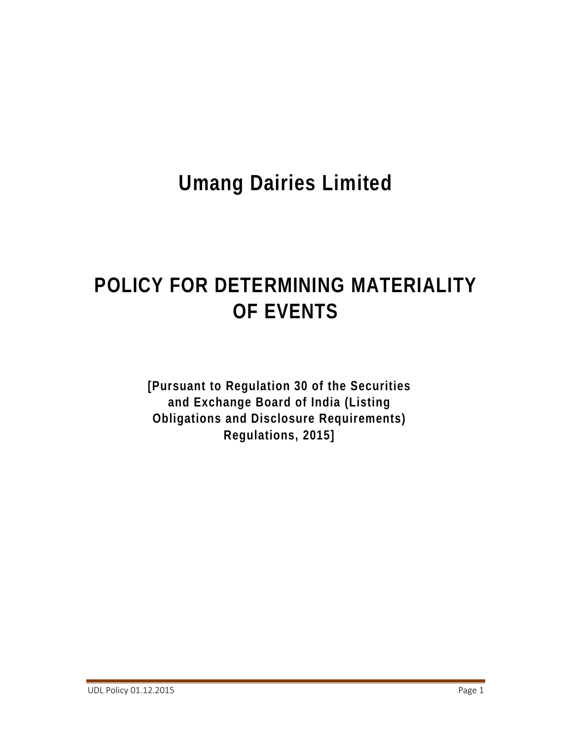# Umang Dairies Limited

# POLICY FOR DETERMINING MATERIALITY OF EVENTS

**[Pursuant to Regulation 30 of the Securities and Exchange Board of India (Listing Obligations and Disclosure Requirements) Regulations, 2015]**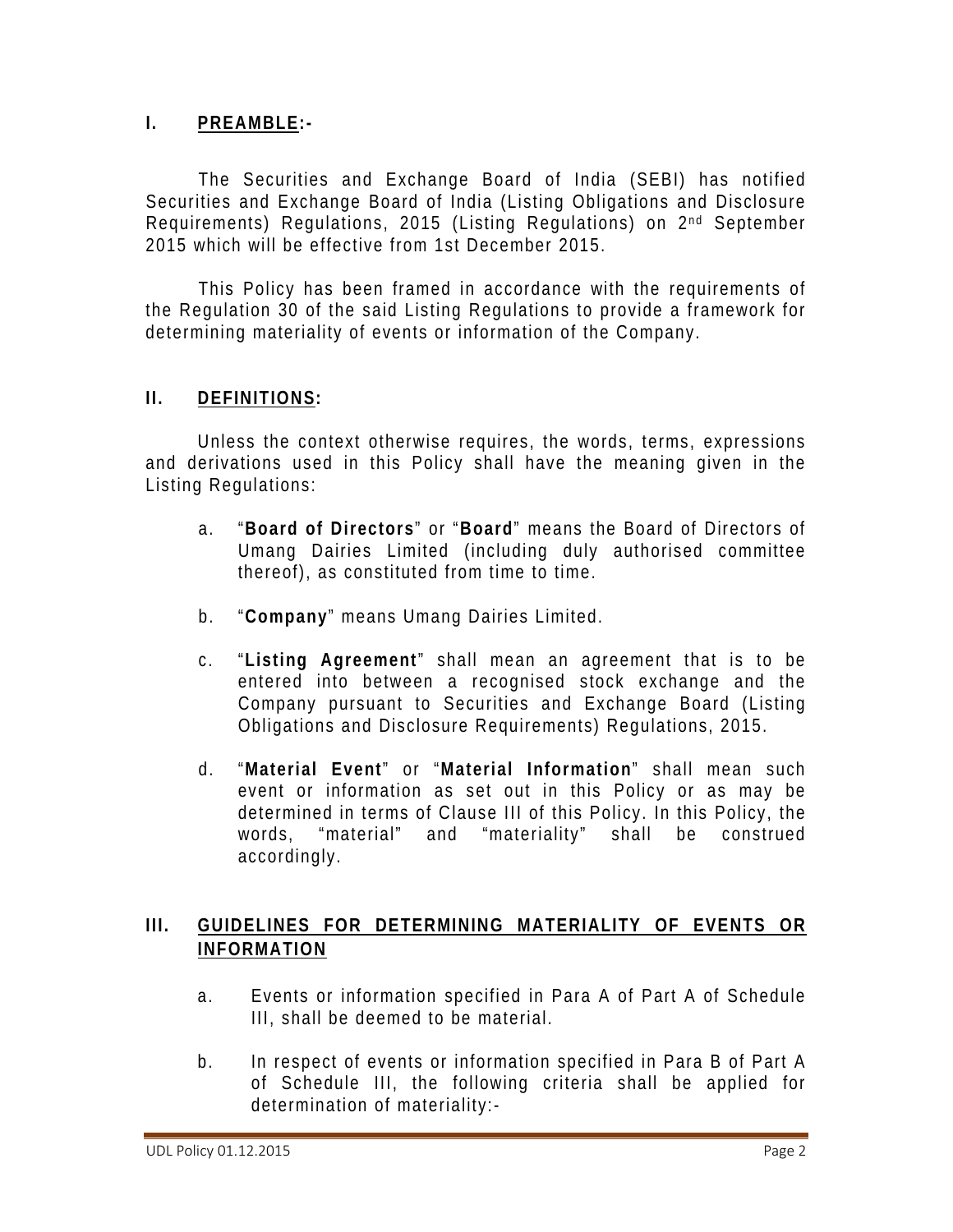## I. PREAMBLE:-

The Securities and Exchange Board of India (SEBI) has notified Securities and Exchange Board of India (Listing Obligations and Disclosure Requirements) Regulations, 2015 (Listing Regulations) on 2nd September 2015 which will be effective from 1st December 2015.

This Policy has been framed in accordance with the requirements of the Regulation 30 of the said Listing Regulations to provide a framework for determining materiality of events or information of the Company.

## II. DEFINITIONS:

Unless the context otherwise requires, the words, terms, expressions and derivations used in this Policy shall have the meaning given in the Listing Regulations:

a. "**Board of Directors**" or "**Board**" means the Board of Directors of Umang Dairies Limited (including duly authorised committee thereof), as constituted from time to time.

b. "**Company**" means Umang Dairies Limited.

c. "**Listing Agreement**" shall mean an agreement that is to be entered into between a recognised stock exchange and the Company pursuant to Securities and Exchange Board (Listing Obligations and Disclosure Requirements) Regulations, 2015.

d. "**Material Event**" or "**Material Information**" shall mean such event or information as set out in this Policy or as may be determined in terms of Clause III of this Policy. In this Policy, the words, "material" and "materiality" shall be construed accordingly.

## III. GUIDELINES FOR DETERMINING MATERIALITY OF EVENTS OR INFORMATION

a. Events or information specified in Para A of Part A of Schedule III, shall be deemed to be material.

b. In respect of events or information specified in Para B of Part A of Schedule III, the following criteria shall be applied for determination of materiality:-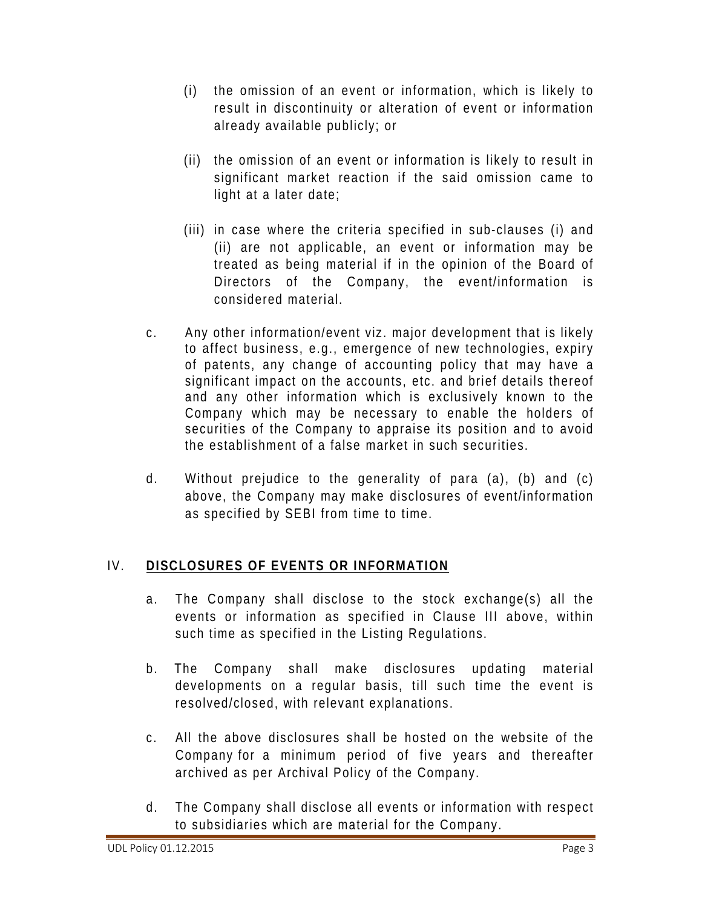(i) the omission of an event or information, which is likely to result in discontinuity or alteration of event or information already available publicly; or

(ii) the omission of an event or information is likely to result in significant market reaction if the said omission came to light at a later date;

(iii) in case where the criteria specified in sub-clauses (i) and (ii) are not applicable, an event or information may be treated as being material if in the opinion of the Board of Directors of the Company, the event/information is considered material.

c. Any other information/event viz. major development that is likely to affect business, e.g., emergence of new technologies, expiry of patents, any change of accounting policy that may have a significant impact on the accounts, etc. and brief details thereof and any other information which is exclusively known to the Company which may be necessary to enable the holders of securities of the Company to appraise its position and to avoid the establishment of a false market in such securities.

d. Without prejudice to the generality of para (a), (b) and (c) above, the Company may make disclosures of event/information as specified by SEBI from time to time.

## IV. **DISCLOSURES OF EVENTS OR INFORMATION**

a. The Company shall disclose to the stock exchange(s) all the events or information as specified in Clause III above, within such time as specified in the Listing Regulations.

b. The Company shall make disclosures updating material developments on a regular basis, till such time the event is resolved/closed, with relevant explanations.

c. All the above disclosures shall be hosted on the website of the Company for a minimum period of five years and thereafter archived as per Archival Policy of the Company.

d. The Company shall disclose all events or information with respect to subsidiaries which are material for the Company.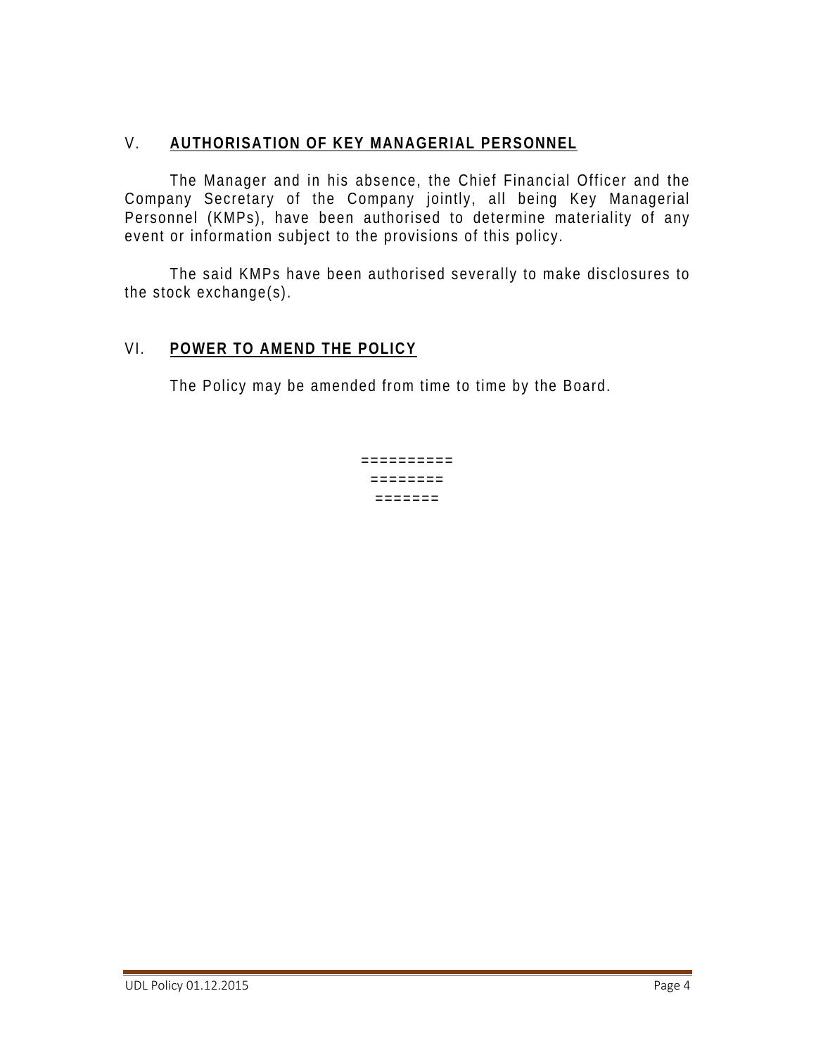## V. **AUTHORISATION OF KEY MANAGERIAL PERSONNEL**

The Manager and in his absence, the Chief Financial Officer and the Company Secretary of the Company jointly, all being Key Managerial Personnel (KMPs), have been authorised to determine materiality of any event or information subject to the provisions of this policy.

The said KMPs have been authorised severally to make disclosures to the stock exchange(s).

## VI. **POWER TO AMEND THE POLICY**

The Policy may be amended from time to time by the Board.

==========
========
=======